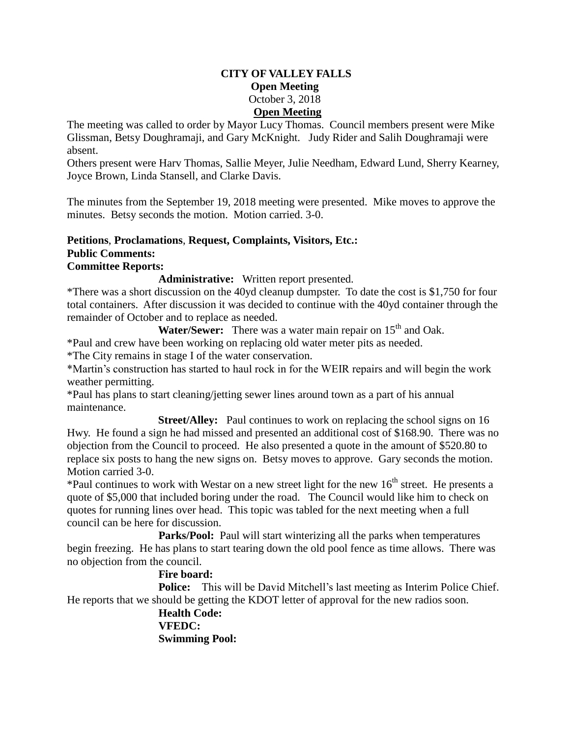# CITY OF VALLEY FALLS

**Open Meeting**

October 3, 2018

**Open Meeting**

The meeting was called to order by Mayor Lucy Thomas. Council members present were Mike Glissman, Betsy Doughramaji, and Gary McKnight. Judy Rider and Salih Doughramaji were absent.

Others present were Harv Thomas, Sallie Meyer, Julie Needham, Edward Lund, Sherry Kearney, Joyce Brown, Linda Stansell, and Clarke Davis.

The minutes from the September 19, 2018 meeting were presented. Mike moves to approve the minutes. Betsy seconds the motion. Motion carried. 3-0.

**Petitions**, **Proclamations**, **Request, Complaints, Visitors, Etc.:**

**Public Comments:**

**Committee Reports:**

**Administrative:** Written report presented.

*There was a short discussion on the 40yd cleanup dumpster. To date the cost is $1,750 for four total containers. After discussion it was decided to continue with the 40yd container through the remainder of October and to replace as needed.

**Water/Sewer:** There was a water main repair on 15th and Oak.

*Paul and crew have been working on replacing old water meter pits as needed.

*The City remains in stage I of the water conservation.

*Martin's construction has started to haul rock in for the WEIR repairs and will begin the work weather permitting.

*Paul has plans to start cleaning/jetting sewer lines around town as a part of his annual maintenance.

**Street/Alley:** Paul continues to work on replacing the school signs on 16 Hwy. He found a sign he had missed and presented an additional cost of $168.90. There was no objection from the Council to proceed. He also presented a quote in the amount of $520.80 to replace six posts to hang the new signs on. Betsy moves to approve. Gary seconds the motion. Motion carried 3-0.

*Paul continues to work with Westar on a new street light for the new 16th street. He presents a quote of $5,000 that included boring under the road. The Council would like him to check on quotes for running lines over head. This topic was tabled for the next meeting when a full council can be here for discussion.

**Parks/Pool:** Paul will start winterizing all the parks when temperatures begin freezing. He has plans to start tearing down the old pool fence as time allows. There was no objection from the council.

**Fire board:**

**Police:** This will be David Mitchell's last meeting as Interim Police Chief. He reports that we should be getting the KDOT letter of approval for the new radios soon.

**Health Code:**

**VFEDC:**

**Swimming Pool:**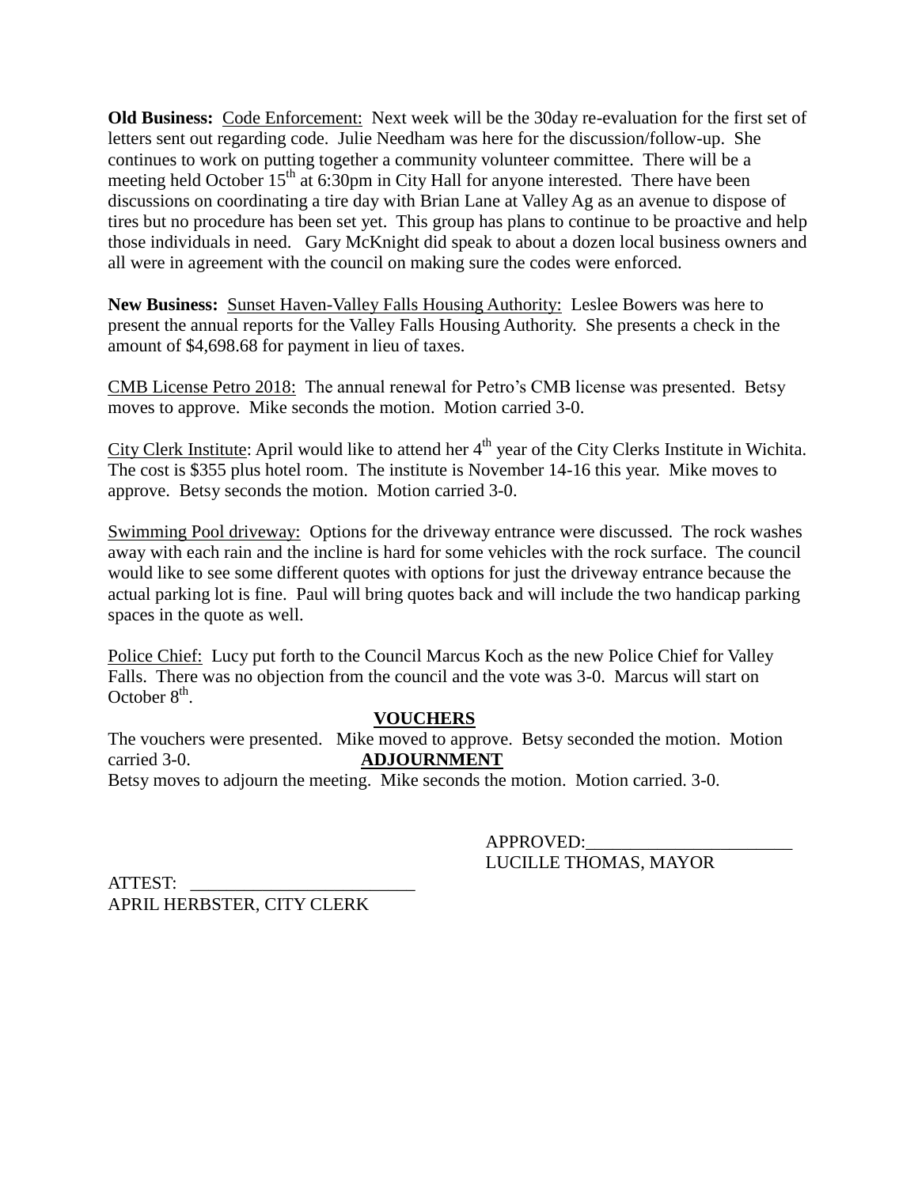**Old Business:** Code Enforcement: Next week will be the 30day re-evaluation for the first set of letters sent out regarding code. Julie Needham was here for the discussion/follow-up. She continues to work on putting together a community volunteer committee. There will be a meeting held October 15th at 6:30pm in City Hall for anyone interested. There have been discussions on coordinating a tire day with Brian Lane at Valley Ag as an avenue to dispose of tires but no procedure has been set yet. This group has plans to continue to be proactive and help those individuals in need. Gary McKnight did speak to about a dozen local business owners and all were in agreement with the council on making sure the codes were enforced.

**New Business:** Sunset Haven-Valley Falls Housing Authority: Leslee Bowers was here to present the annual reports for the Valley Falls Housing Authority. She presents a check in the amount of $4,698.68 for payment in lieu of taxes.

CMB License Petro 2018: The annual renewal for Petro's CMB license was presented. Betsy moves to approve. Mike seconds the motion. Motion carried 3-0.

City Clerk Institute: April would like to attend her 4th year of the City Clerks Institute in Wichita. The cost is $355 plus hotel room. The institute is November 14-16 this year. Mike moves to approve. Betsy seconds the motion. Motion carried 3-0.

Swimming Pool driveway: Options for the driveway entrance were discussed. The rock washes away with each rain and the incline is hard for some vehicles with the rock surface. The council would like to see some different quotes with options for just the driveway entrance because the actual parking lot is fine. Paul will bring quotes back and will include the two handicap parking spaces in the quote as well.

Police Chief: Lucy put forth to the Council Marcus Koch as the new Police Chief for Valley Falls. There was no objection from the council and the vote was 3-0. Marcus will start on October 8th.

**VOUCHERS**

The vouchers were presented. Mike moved to approve. Betsy seconded the motion. Motion carried 3-0.

**ADJOURNMENT**

Betsy moves to adjourn the meeting. Mike seconds the motion. Motion carried. 3-0.

APPROVED:_______________________
LUCILLE THOMAS, MAYOR

ATTEST: _________________________
APRIL HERBSTER, CITY CLERK